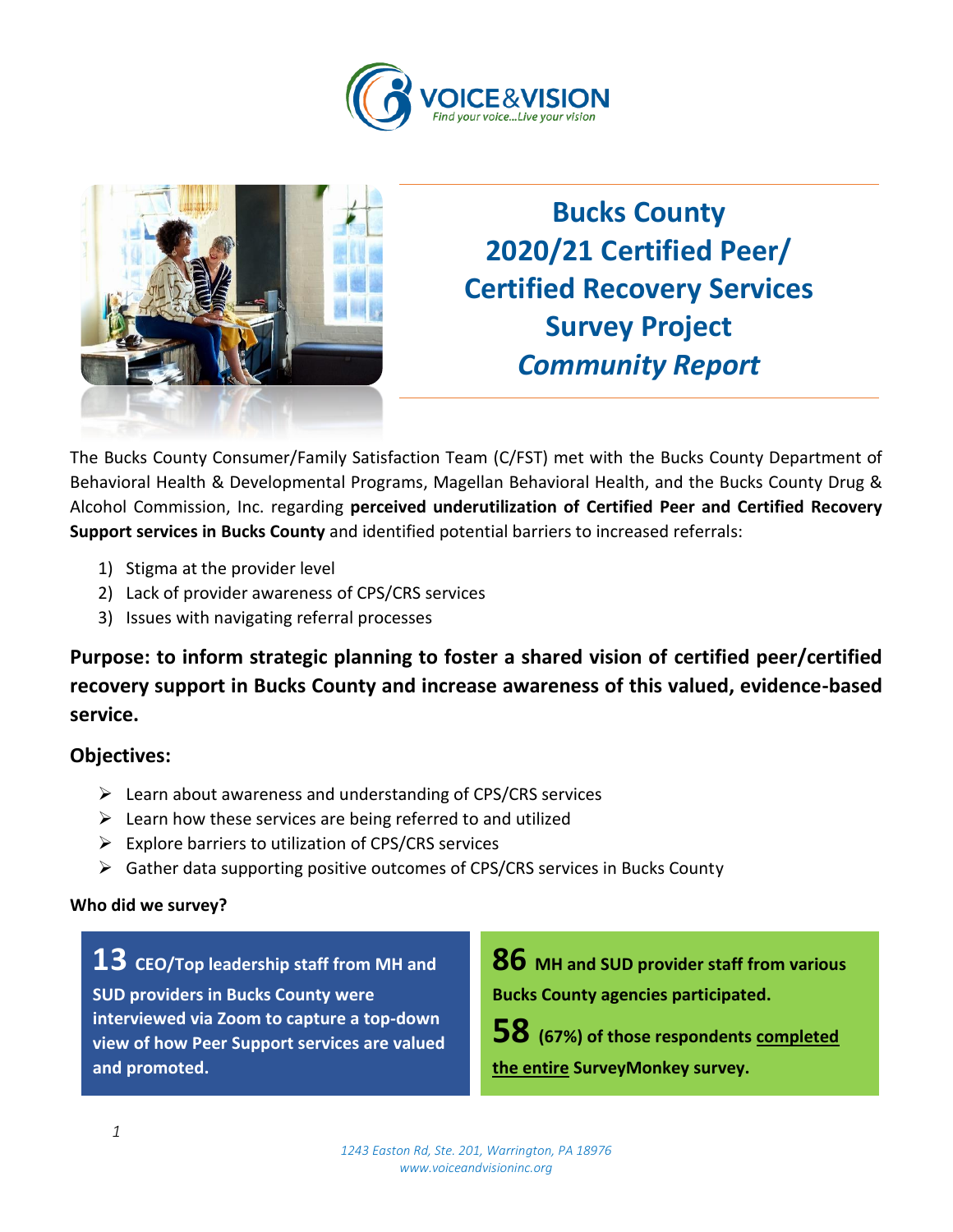# Bucks County 2020/21 Certified Peer/ Certified Recovery Services Survey Project *Community Report*

The Bucks County Consumer/Family Satisfaction Team (C/FST) met with the Bucks County Department of Behavioral Health & Developmental Programs, Magellan Behavioral Health, and the Bucks County Drug & Alcohol Commission, Inc. regarding **perceived underutilization of Certified Peer and Certified Recovery Support services in Bucks County** and identified potential barriers to increased referrals:

1) Stigma at the provider level
2) Lack of provider awareness of CPS/CRS services
3) Issues with navigating referral processes

## Purpose: to inform strategic planning to foster a shared vision of certified peer/certified recovery support in Bucks County and increase awareness of this valued, evidence-based service.

### Objectives:

- Learn about awareness and understanding of CPS/CRS services
- Learn how these services are being referred to and utilized
- Explore barriers to utilization of CPS/CRS services
- Gather data supporting positive outcomes of CPS/CRS services in Bucks County

**Who did we survey?**

**13 CEO/Top leadership staff from MH and SUD providers in Bucks County were interviewed via Zoom to capture a top-down view of how Peer Support services are valued and promoted.**

**86 MH and SUD provider staff from various Bucks County agencies participated.**

**58 (67%) of those respondents completed the entire SurveyMonkey survey.**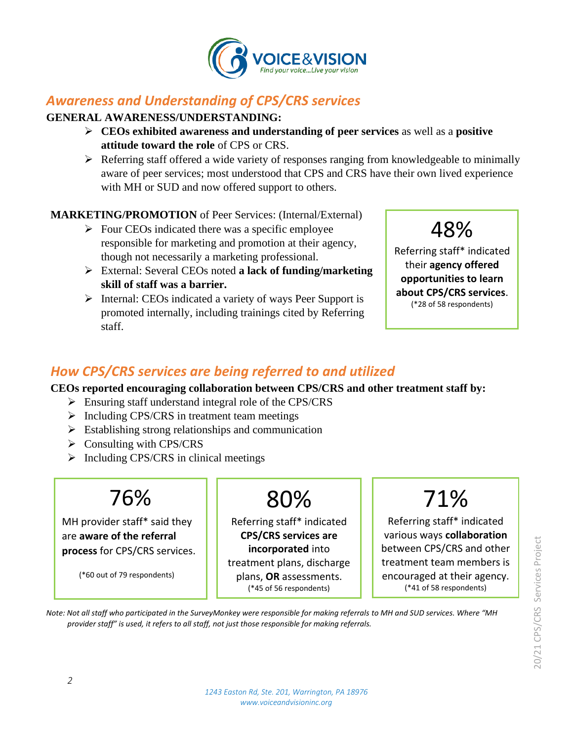## *Awareness and Understanding of CPS/CRS services*

**GENERAL AWARENESS/UNDERSTANDING:**

- **CEOs exhibited awareness and understanding of peer services** as well as a **positive attitude toward the role** of CPS or CRS.
- Referring staff offered a wide variety of responses ranging from knowledgeable to minimally aware of peer services; most understood that CPS and CRS have their own lived experience with MH or SUD and now offered support to others.

**MARKETING/PROMOTION** of Peer Services: (Internal/External)

- Four CEOs indicated there was a specific employee responsible for marketing and promotion at their agency, though not necessarily a marketing professional.
- External: Several CEOs noted **a lack of funding/marketing skill of staff was a barrier.**
- Internal: CEOs indicated a variety of ways Peer Support is promoted internally, including trainings cited by Referring staff.

> 48%
>
> Referring staff* indicated their **agency offered opportunities to learn about CPS/CRS services**.
> (*28 of 58 respondents)

## *How CPS/CRS services are being referred to and utilized*

**CEOs reported encouraging collaboration between CPS/CRS and other treatment staff by:**

- Ensuring staff understand integral role of the CPS/CRS
- Including CPS/CRS in treatment team meetings
- Establishing strong relationships and communication
- Consulting with CPS/CRS
- Including CPS/CRS in clinical meetings

> 76%
>
> MH provider staff* said they are **aware of the referral process** for CPS/CRS services.
>
> (*60 out of 79 respondents)

> 80%
>
> Referring staff* indicated **CPS/CRS services are incorporated** into treatment plans, discharge plans, **OR** assessments.
> (*45 of 56 respondents)

> 71%
>
> Referring staff* indicated various ways **collaboration** between CPS/CRS and other treatment team members is encouraged at their agency.
> (*41 of 58 respondents)

*Note: Not all staff who participated in the SurveyMonkey were responsible for making referrals to MH and SUD services. Where "MH provider staff" is used, it refers to all staff, not just those responsible for making referrals.*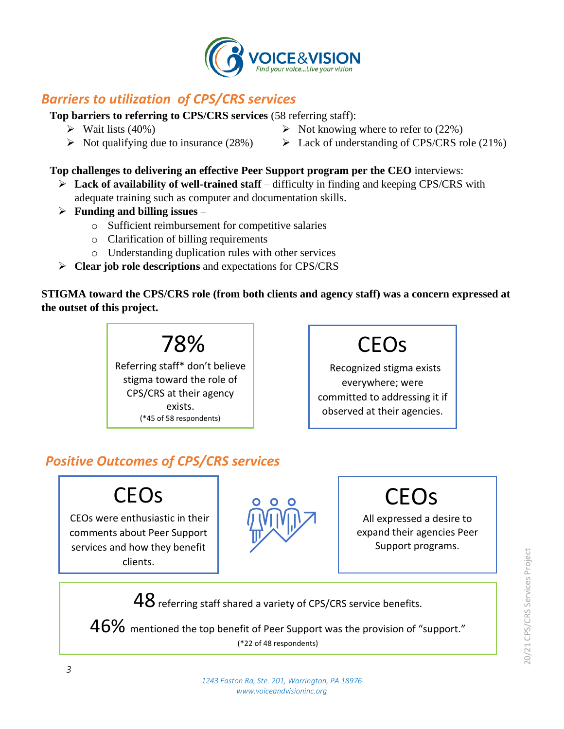## *Barriers to utilization of CPS/CRS services*

**Top barriers to referring to CPS/CRS services** (58 referring staff):

- Wait lists (40%)
- Not qualifying due to insurance (28%)
- Not knowing where to refer to (22%)
- Lack of understanding of CPS/CRS role (21%)

**Top challenges to delivering an effective Peer Support program per the CEO** interviews:

- **Lack of availability of well-trained staff** – difficulty in finding and keeping CPS/CRS with adequate training such as computer and documentation skills.
- **Funding and billing issues** –
  - Sufficient reimbursement for competitive salaries
  - Clarification of billing requirements
  - Understanding duplication rules with other services
- **Clear job role descriptions** and expectations for CPS/CRS

**STIGMA toward the CPS/CRS role (from both clients and agency staff) was a concern expressed at the outset of this project.**

**78%**

Referring staff* don't believe stigma toward the role of CPS/CRS at their agency exists.

(*45 of 58 respondents)

**CEOs**

Recognized stigma exists everywhere; were committed to addressing it if observed at their agencies.

## *Positive Outcomes of CPS/CRS services*

**CEOs**

CEOs were enthusiastic in their comments about Peer Support services and how they benefit clients.

**CEOs**

All expressed a desire to expand their agencies Peer Support programs.

**48** referring staff shared a variety of CPS/CRS service benefits.

**46%** mentioned the top benefit of Peer Support was the provision of "support."

(*22 of 48 respondents)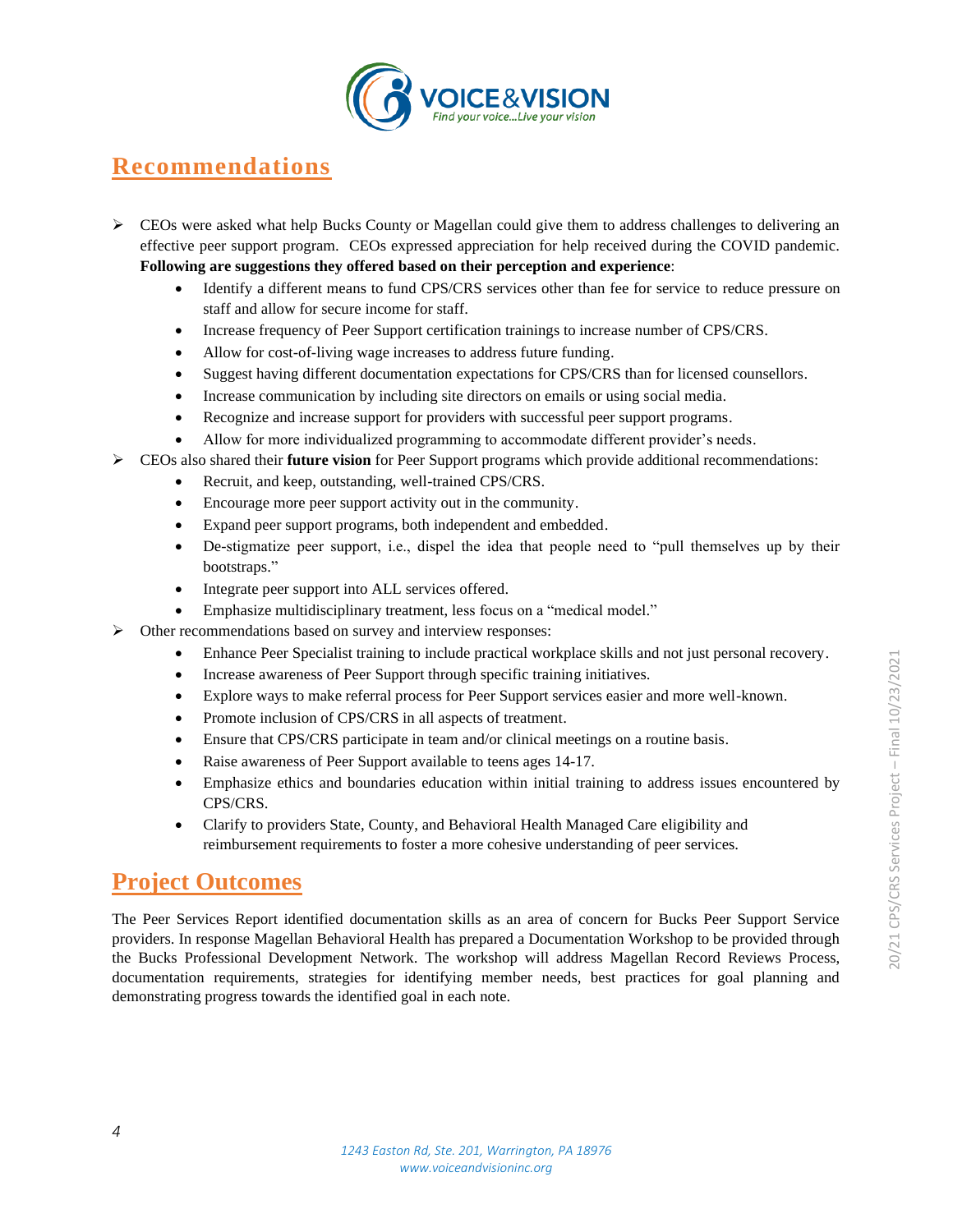## Recommendations

- CEOs were asked what help Bucks County or Magellan could give them to address challenges to delivering an effective peer support program. CEOs expressed appreciation for help received during the COVID pandemic. **Following are suggestions they offered based on their perception and experience**:
  - Identify a different means to fund CPS/CRS services other than fee for service to reduce pressure on staff and allow for secure income for staff.
  - Increase frequency of Peer Support certification trainings to increase number of CPS/CRS.
  - Allow for cost-of-living wage increases to address future funding.
  - Suggest having different documentation expectations for CPS/CRS than for licensed counsellors.
  - Increase communication by including site directors on emails or using social media.
  - Recognize and increase support for providers with successful peer support programs.
  - Allow for more individualized programming to accommodate different provider's needs.
- CEOs also shared their **future vision** for Peer Support programs which provide additional recommendations:
  - Recruit, and keep, outstanding, well-trained CPS/CRS.
  - Encourage more peer support activity out in the community.
  - Expand peer support programs, both independent and embedded.
  - De-stigmatize peer support, i.e., dispel the idea that people need to "pull themselves up by their bootstraps."
  - Integrate peer support into ALL services offered.
  - Emphasize multidisciplinary treatment, less focus on a "medical model."
- Other recommendations based on survey and interview responses:
  - Enhance Peer Specialist training to include practical workplace skills and not just personal recovery.
  - Increase awareness of Peer Support through specific training initiatives.
  - Explore ways to make referral process for Peer Support services easier and more well-known.
  - Promote inclusion of CPS/CRS in all aspects of treatment.
  - Ensure that CPS/CRS participate in team and/or clinical meetings on a routine basis.
  - Raise awareness of Peer Support available to teens ages 14-17.
  - Emphasize ethics and boundaries education within initial training to address issues encountered by CPS/CRS.
  - Clarify to providers State, County, and Behavioral Health Managed Care eligibility and reimbursement requirements to foster a more cohesive understanding of peer services.

## Project Outcomes

The Peer Services Report identified documentation skills as an area of concern for Bucks Peer Support Service providers. In response Magellan Behavioral Health has prepared a Documentation Workshop to be provided through the Bucks Professional Development Network. The workshop will address Magellan Record Reviews Process, documentation requirements, strategies for identifying member needs, best practices for goal planning and demonstrating progress towards the identified goal in each note.